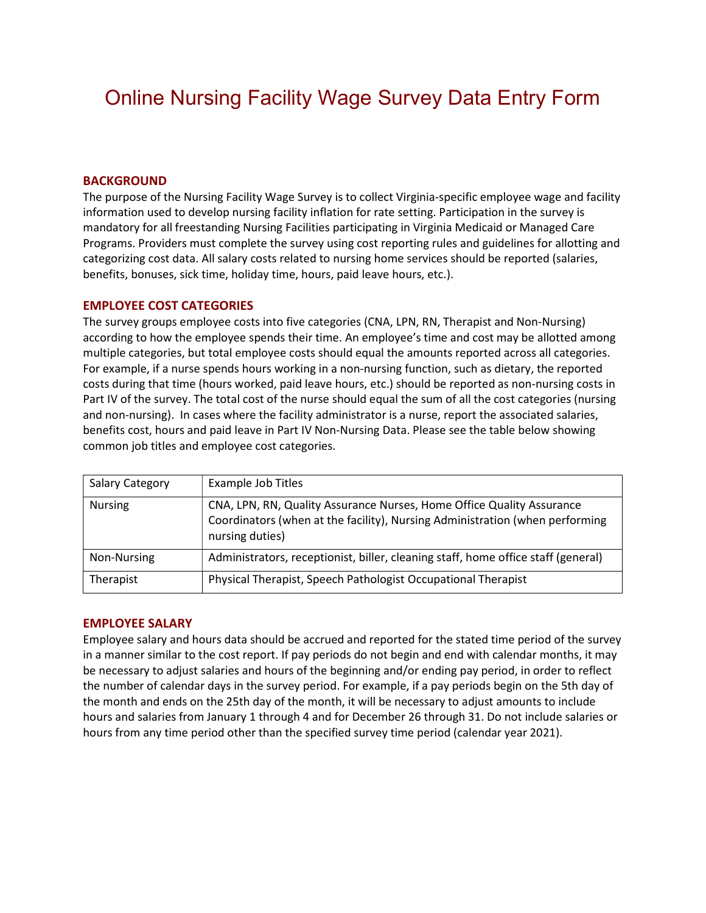# Online Nursing Facility Wage Survey Data Entry Form

## BACKGROUND

The purpose of the Nursing Facility Wage Survey is to collect Virginia-specific employee wage and facility information used to develop nursing facility inflation for rate setting. Participation in the survey is mandatory for all freestanding Nursing Facilities participating in Virginia Medicaid or Managed Care Programs. Providers must complete the survey using cost reporting rules and guidelines for allotting and categorizing cost data. All salary costs related to nursing home services should be reported (salaries, benefits, bonuses, sick time, holiday time, hours, paid leave hours, etc.).

## EMPLOYEE COST CATEGORIES

The survey groups employee costs into five categories (CNA, LPN, RN, Therapist and Non-Nursing) according to how the employee spends their time. An employee's time and cost may be allotted among multiple categories, but total employee costs should equal the amounts reported across all categories. For example, if a nurse spends hours working in a non-nursing function, such as dietary, the reported costs during that time (hours worked, paid leave hours, etc.) should be reported as non-nursing costs in Part IV of the survey. The total cost of the nurse should equal the sum of all the cost categories (nursing and non-nursing). In cases where the facility administrator is a nurse, report the associated salaries, benefits cost, hours and paid leave in Part IV Non-Nursing Data. Please see the table below showing common job titles and employee cost categories.

| Salary Category | Example Job Titles |
|---|---|
| Nursing | CNA, LPN, RN, Quality Assurance Nurses, Home Office Quality Assurance Coordinators (when at the facility), Nursing Administration (when performing nursing duties) |
| Non-Nursing | Administrators, receptionist, biller, cleaning staff, home office staff (general) |
| Therapist | Physical Therapist, Speech Pathologist Occupational Therapist |

## EMPLOYEE SALARY

Employee salary and hours data should be accrued and reported for the stated time period of the survey in a manner similar to the cost report. If pay periods do not begin and end with calendar months, it may be necessary to adjust salaries and hours of the beginning and/or ending pay period, in order to reflect the number of calendar days in the survey period. For example, if a pay periods begin on the 5th day of the month and ends on the 25th day of the month, it will be necessary to adjust amounts to include hours and salaries from January 1 through 4 and for December 26 through 31. Do not include salaries or hours from any time period other than the specified survey time period (calendar year 2021).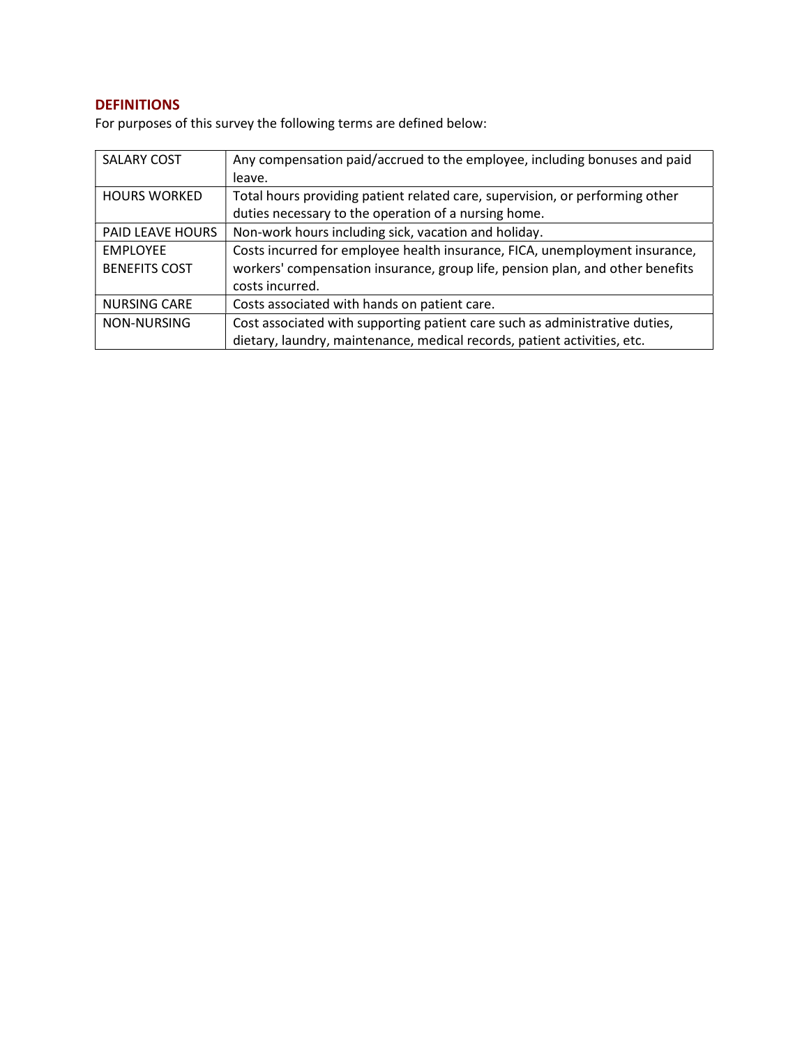## DEFINITIONS

For purposes of this survey the following terms are defined below:

| | |
|---|---|
| SALARY COST | Any compensation paid/accrued to the employee, including bonuses and paid leave. |
| HOURS WORKED | Total hours providing patient related care, supervision, or performing other duties necessary to the operation of a nursing home. |
| PAID LEAVE HOURS | Non-work hours including sick, vacation and holiday. |
| EMPLOYEE BENEFITS COST | Costs incurred for employee health insurance, FICA, unemployment insurance, workers' compensation insurance, group life, pension plan, and other benefits costs incurred. |
| NURSING CARE | Costs associated with hands on patient care. |
| NON-NURSING | Cost associated with supporting patient care such as administrative duties, dietary, laundry, maintenance, medical records, patient activities, etc. |